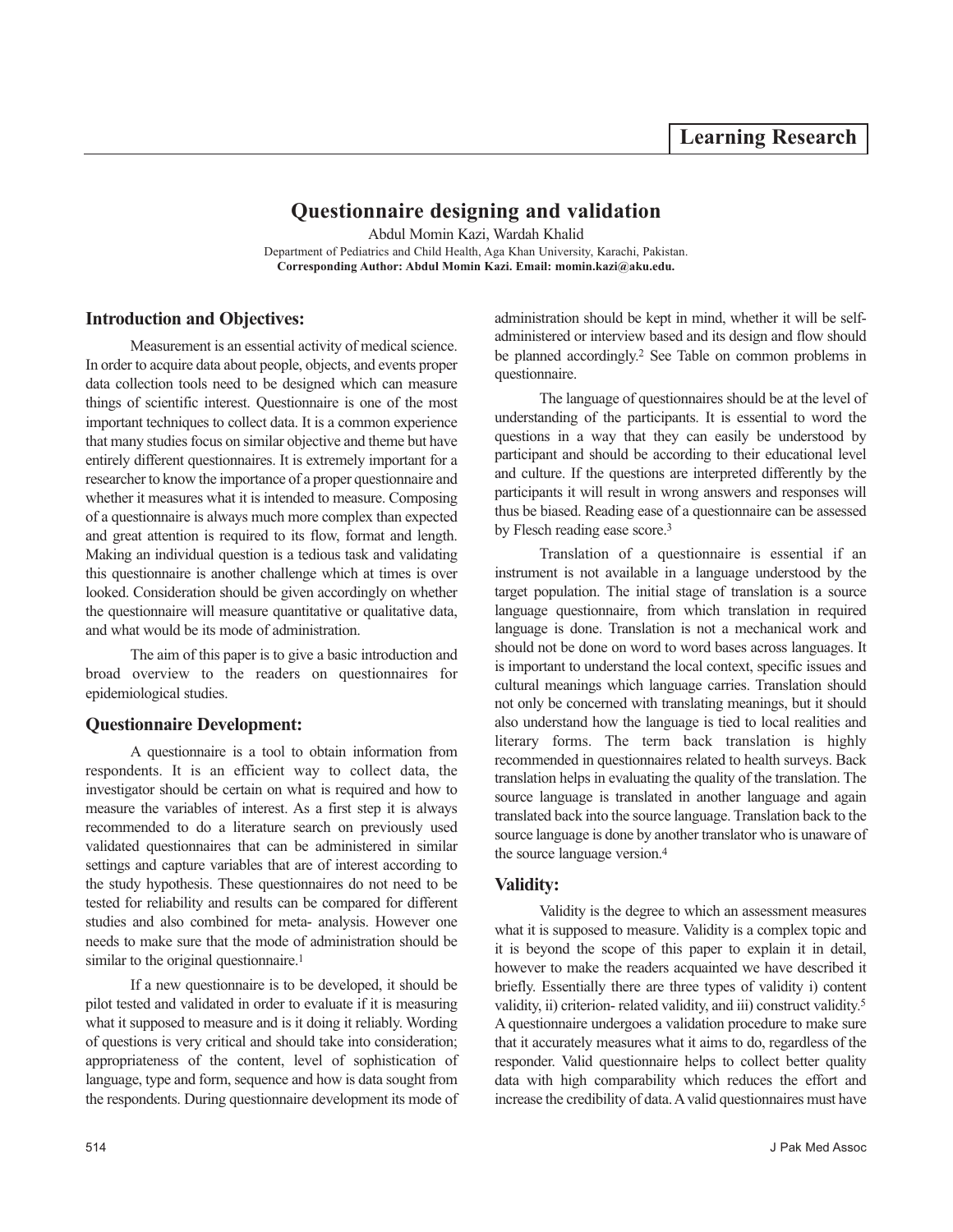Learning Research

# Questionnaire designing and validation

Abdul Momin Kazi, Wardah Khalid

Department of Pediatrics and Child Health, Aga Khan University, Karachi, Pakistan.

**Corresponding Author: Abdul Momin Kazi. Email: momin.kazi@aku.edu.**

## Introduction and Objectives:

Measurement is an essential activity of medical science. In order to acquire data about people, objects, and events proper data collection tools need to be designed which can measure things of scientific interest. Questionnaire is one of the most important techniques to collect data. It is a common experience that many studies focus on similar objective and theme but have entirely different questionnaires. It is extremely important for a researcher to know the importance of a proper questionnaire and whether it measures what it is intended to measure. Composing of a questionnaire is always much more complex than expected and great attention is required to its flow, format and length. Making an individual question is a tedious task and validating this questionnaire is another challenge which at times is over looked. Consideration should be given accordingly on whether the questionnaire will measure quantitative or qualitative data, and what would be its mode of administration.

The aim of this paper is to give a basic introduction and broad overview to the readers on questionnaires for epidemiological studies.

## Questionnaire Development:

A questionnaire is a tool to obtain information from respondents. It is an efficient way to collect data, the investigator should be certain on what is required and how to measure the variables of interest. As a first step it is always recommended to do a literature search on previously used validated questionnaires that can be administered in similar settings and capture variables that are of interest according to the study hypothesis. These questionnaires do not need to be tested for reliability and results can be compared for different studies and also combined for meta- analysis. However one needs to make sure that the mode of administration should be similar to the original questionnaire.[1]

If a new questionnaire is to be developed, it should be pilot tested and validated in order to evaluate if it is measuring what it supposed to measure and is it doing it reliably. Wording of questions is very critical and should take into consideration; appropriateness of the content, level of sophistication of language, type and form, sequence and how is data sought from the respondents. During questionnaire development its mode of administration should be kept in mind, whether it will be self-administered or interview based and its design and flow should be planned accordingly.[2] See Table on common problems in questionnaire.

The language of questionnaires should be at the level of understanding of the participants. It is essential to word the questions in a way that they can easily be understood by participant and should be according to their educational level and culture. If the questions are interpreted differently by the participants it will result in wrong answers and responses will thus be biased. Reading ease of a questionnaire can be assessed by Flesch reading ease score.[3]

Translation of a questionnaire is essential if an instrument is not available in a language understood by the target population. The initial stage of translation is a source language questionnaire, from which translation in required language is done. Translation is not a mechanical work and should not be done on word to word bases across languages. It is important to understand the local context, specific issues and cultural meanings which language carries. Translation should not only be concerned with translating meanings, but it should also understand how the language is tied to local realities and literary forms. The term back translation is highly recommended in questionnaires related to health surveys. Back translation helps in evaluating the quality of the translation. The source language is translated in another language and again translated back into the source language. Translation back to the source language is done by another translator who is unaware of the source language version.[4]

## Validity:

Validity is the degree to which an assessment measures what it is supposed to measure. Validity is a complex topic and it is beyond the scope of this paper to explain it in detail, however to make the readers acquainted we have described it briefly. Essentially there are three types of validity i) content validity, ii) criterion- related validity, and iii) construct validity.[5] A questionnaire undergoes a validation procedure to make sure that it accurately measures what it aims to do, regardless of the responder. Valid questionnaire helps to collect better quality data with high comparability which reduces the effort and increase the credibility of data. A valid questionnaires must have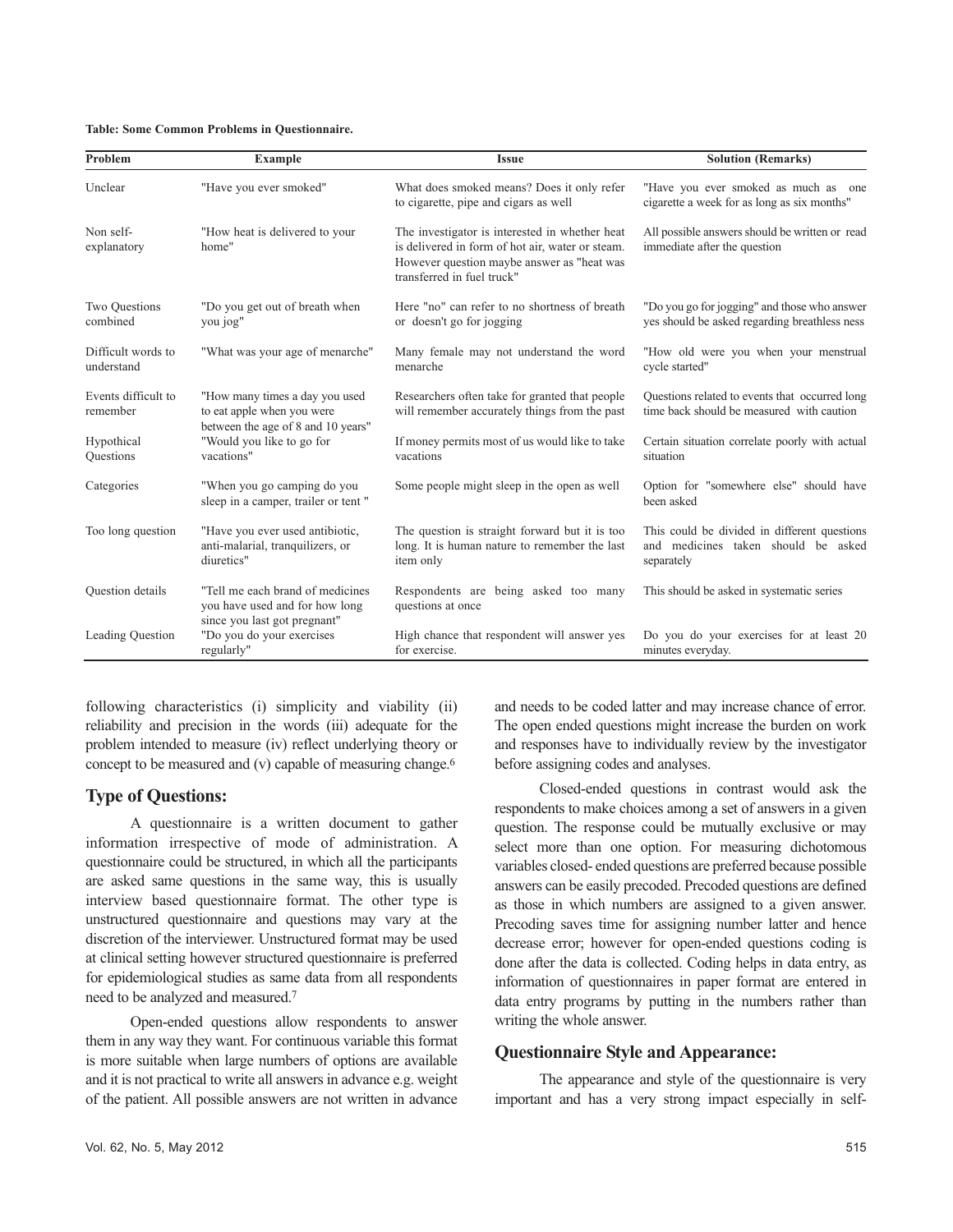**Table: Some Common Problems in Questionnaire.**

| Problem | Example | Issue | Solution (Remarks) |
|---|---|---|---|
| Unclear | "Have you ever smoked" | What does smoked means? Does it only refer to cigarette, pipe and cigars as well | "Have you ever smoked as much as one cigarette a week for as long as six months" |
| Non self-explanatory | "How heat is delivered to your home" | The investigator is interested in whether heat is delivered in form of hot air, water or steam. However question maybe answer as "heat was transferred in fuel truck" | All possible answers should be written or read immediate after the question |
| Two Questions combined | "Do you get out of breath when you jog" | Here "no" can refer to no shortness of breath or doesn't go for jogging | "Do you go for jogging" and those who answer yes should be asked regarding breathless ness |
| Difficult words to understand | "What was your age of menarche" | Many female may not understand the word menarche | "How old were you when your menstrual cycle started" |
| Events difficult to remember | "How many times a day you used to eat apple when you were between the age of 8 and 10 years" | Researchers often take for granted that people will remember accurately things from the past | Questions related to events that occurred long time back should be measured with caution |
| Hypothical Questions | "Would you like to go for vacations" | If money permits most of us would like to take vacations | Certain situation correlate poorly with actual situation |
| Categories | "When you go camping do you sleep in a camper, trailer or tent " | Some people might sleep in the open as well | Option for "somewhere else" should have been asked |
| Too long question | "Have you ever used antibiotic, anti-malarial, tranquilizers, or diuretics" | The question is straight forward but it is too long. It is human nature to remember the last item only | This could be divided in different questions and medicines taken should be asked separately |
| Question details | "Tell me each brand of medicines you have used and for how long since you last got pregnant" | Respondents are being asked too many questions at once | This should be asked in systematic series |
| Leading Question | "Do you do your exercises regularly" | High chance that respondent will answer yes for exercise. | Do you do your exercises for at least 20 minutes everyday. |

following characteristics (i) simplicity and viability (ii) reliability and precision in the words (iii) adequate for the problem intended to measure (iv) reflect underlying theory or concept to be measured and (v) capable of measuring change.[6]

## Type of Questions:

A questionnaire is a written document to gather information irrespective of mode of administration. A questionnaire could be structured, in which all the participants are asked same questions in the same way, this is usually interview based questionnaire format. The other type is unstructured questionnaire and questions may vary at the discretion of the interviewer. Unstructured format may be used at clinical setting however structured questionnaire is preferred for epidemiological studies as same data from all respondents need to be analyzed and measured.[7]

Open-ended questions allow respondents to answer them in any way they want. For continuous variable this format is more suitable when large numbers of options are available and it is not practical to write all answers in advance e.g. weight of the patient. All possible answers are not written in advance and needs to be coded latter and may increase chance of error. The open ended questions might increase the burden on work and responses have to individually review by the investigator before assigning codes and analyses.

Closed-ended questions in contrast would ask the respondents to make choices among a set of answers in a given question. The response could be mutually exclusive or may select more than one option. For measuring dichotomous variables closed- ended questions are preferred because possible answers can be easily precoded. Precoded questions are defined as those in which numbers are assigned to a given answer. Precoding saves time for assigning number latter and hence decrease error; however for open-ended questions coding is done after the data is collected. Coding helps in data entry, as information of questionnaires in paper format are entered in data entry programs by putting in the numbers rather than writing the whole answer.

## Questionnaire Style and Appearance:

The appearance and style of the questionnaire is very important and has a very strong impact especially in self-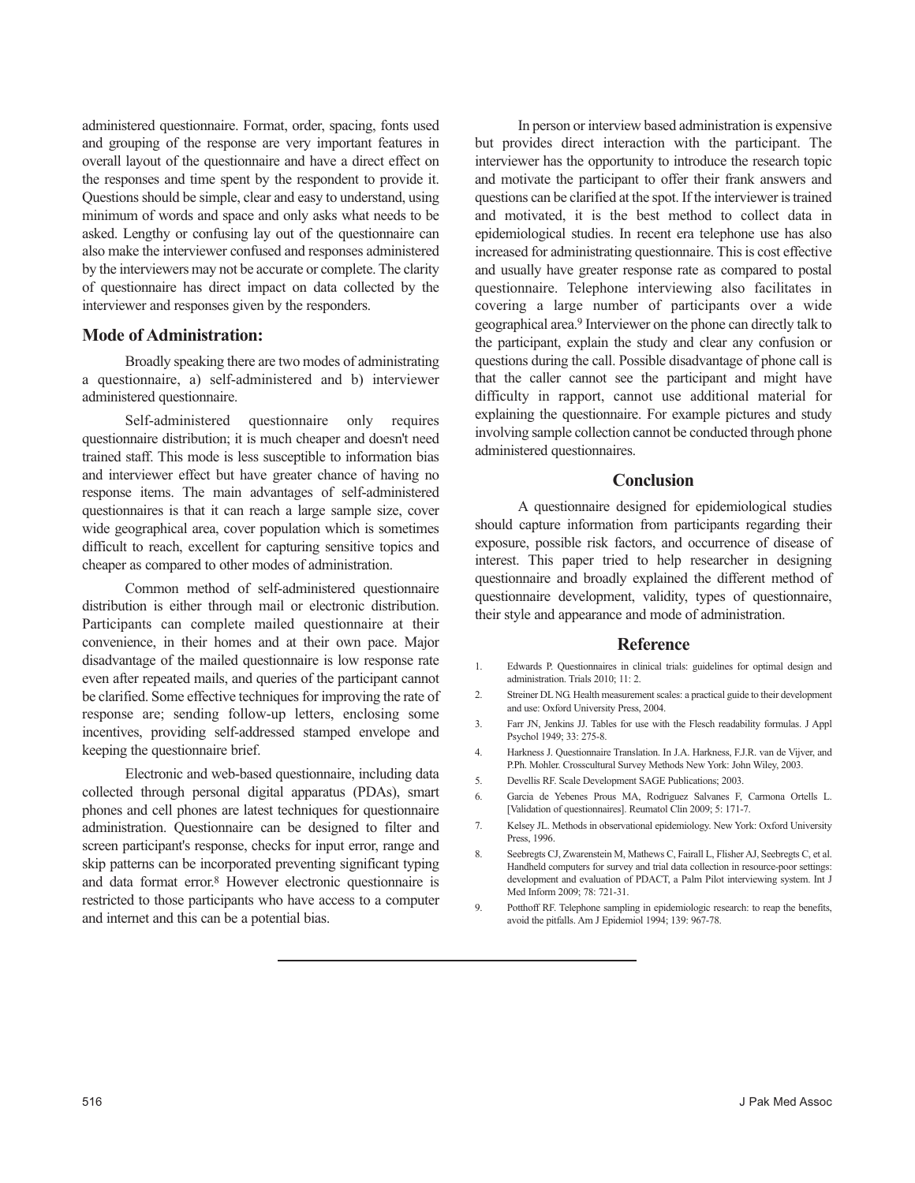administered questionnaire. Format, order, spacing, fonts used and grouping of the response are very important features in overall layout of the questionnaire and have a direct effect on the responses and time spent by the respondent to provide it. Questions should be simple, clear and easy to understand, using minimum of words and space and only asks what needs to be asked. Lengthy or confusing lay out of the questionnaire can also make the interviewer confused and responses administered by the interviewers may not be accurate or complete. The clarity of questionnaire has direct impact on data collected by the interviewer and responses given by the responders.

## Mode of Administration:

Broadly speaking there are two modes of administrating a questionnaire, a) self-administered and b) interviewer administered questionnaire.

Self-administered questionnaire only requires questionnaire distribution; it is much cheaper and doesn't need trained staff. This mode is less susceptible to information bias and interviewer effect but have greater chance of having no response items. The main advantages of self-administered questionnaires is that it can reach a large sample size, cover wide geographical area, cover population which is sometimes difficult to reach, excellent for capturing sensitive topics and cheaper as compared to other modes of administration.

Common method of self-administered questionnaire distribution is either through mail or electronic distribution. Participants can complete mailed questionnaire at their convenience, in their homes and at their own pace. Major disadvantage of the mailed questionnaire is low response rate even after repeated mails, and queries of the participant cannot be clarified. Some effective techniques for improving the rate of response are; sending follow-up letters, enclosing some incentives, providing self-addressed stamped envelope and keeping the questionnaire brief.

Electronic and web-based questionnaire, including data collected through personal digital apparatus (PDAs), smart phones and cell phones are latest techniques for questionnaire administration. Questionnaire can be designed to filter and screen participant's response, checks for input error, range and skip patterns can be incorporated preventing significant typing and data format error.[8] However electronic questionnaire is restricted to those participants who have access to a computer and internet and this can be a potential bias.

In person or interview based administration is expensive but provides direct interaction with the participant. The interviewer has the opportunity to introduce the research topic and motivate the participant to offer their frank answers and questions can be clarified at the spot. If the interviewer is trained and motivated, it is the best method to collect data in epidemiological studies. In recent era telephone use has also increased for administrating questionnaire. This is cost effective and usually have greater response rate as compared to postal questionnaire. Telephone interviewing also facilitates in covering a large number of participants over a wide geographical area.[9] Interviewer on the phone can directly talk to the participant, explain the study and clear any confusion or questions during the call. Possible disadvantage of phone call is that the caller cannot see the participant and might have difficulty in rapport, cannot use additional material for explaining the questionnaire. For example pictures and study involving sample collection cannot be conducted through phone administered questionnaires.

## Conclusion

A questionnaire designed for epidemiological studies should capture information from participants regarding their exposure, possible risk factors, and occurrence of disease of interest. This paper tried to help researcher in designing questionnaire and broadly explained the different method of questionnaire development, validity, types of questionnaire, their style and appearance and mode of administration.

## Reference

1. Edwards P. Questionnaires in clinical trials: guidelines for optimal design and administration. Trials 2010; 11: 2.
2. Streiner DL NG. Health measurement scales: a practical guide to their development and use: Oxford University Press, 2004.
3. Farr JN, Jenkins JJ. Tables for use with the Flesch readability formulas. J Appl Psychol 1949; 33: 275-8.
4. Harkness J. Questionnaire Translation. In J.A. Harkness, F.J.R. van de Vijver, and P.Ph. Mohler. Crosscultural Survey Methods New York: John Wiley, 2003.
5. Devellis RF. Scale Development SAGE Publications; 2003.
6. Garcia de Yebenes Prous MA, Rodriguez Salvanes F, Carmona Ortells L. [Validation of questionnaires]. Reumatol Clin 2009; 5: 171-7.
7. Kelsey JL. Methods in observational epidemiology. New York: Oxford University Press, 1996.
8. Seebregts CJ, Zwarenstein M, Mathews C, Fairall L, Flisher AJ, Seebregts C, et al. Handheld computers for survey and trial data collection in resource-poor settings: development and evaluation of PDACT, a Palm Pilot interviewing system. Int J Med Inform 2009; 78: 721-31.
9. Potthoff RF. Telephone sampling in epidemiologic research: to reap the benefits, avoid the pitfalls. Am J Epidemiol 1994; 139: 967-78.